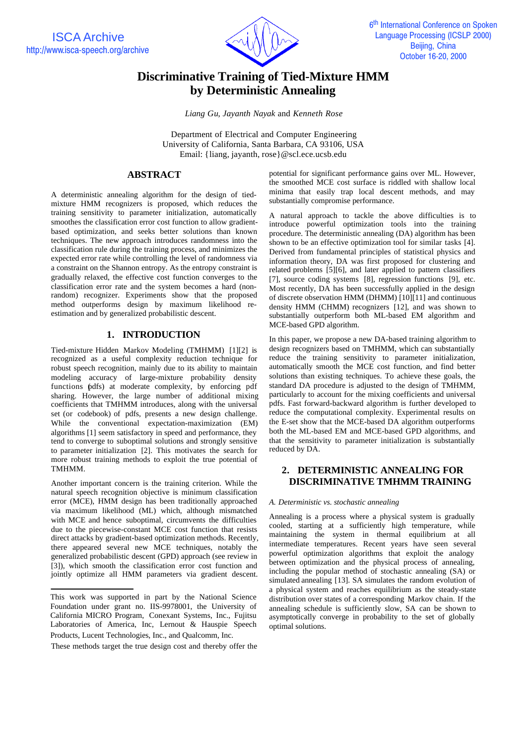# Discriminative Training of Tied-Mixture HMM by Deterministic Annealing

*Liang Gu, Jayanth Nayak* and *Kenneth Rose*

Department of Electrical and Computer Engineering
University of California, Santa Barbara, CA 93106, USA
Email: {liang, jayanth, rose}@scl.ece.ucsb.edu

## ABSTRACT

A deterministic annealing algorithm for the design of tied-mixture HMM recognizers is proposed, which reduces the training sensitivity to parameter initialization, automatically smoothes the classification error cost function to allow gradient-based optimization, and seeks better solutions than known techniques. The new approach introduces randomness into the classification rule during the training process, and minimizes the expected error rate while controlling the level of randomness via a constraint on the Shannon entropy. As the entropy constraint is gradually relaxed, the effective cost function converges to the classification error rate and the system becomes a hard (non-random) recognizer. Experiments show that the proposed method outperforms design by maximum likelihood re-estimation and by generalized probabilistic descent.

## 1. INTRODUCTION

Tied-mixture Hidden Markov Modeling (TMHMM) [1][2] is recognized as a useful complexity reduction technique for robust speech recognition, mainly due to its ability to maintain modeling accuracy of large-mixture probability density functions (pdfs) at moderate complexity, by enforcing pdf sharing. However, the large number of additional mixing coefficients that TMHMM introduces, along with the universal set (or codebook) of pdfs, presents a new design challenge. While the conventional expectation-maximization (EM) algorithms [1] seem satisfactory in speed and performance, they tend to converge to suboptimal solutions and strongly sensitive to parameter initialization [2]. This motivates the search for more robust training methods to exploit the true potential of TMHMM.

Another important concern is the training criterion. While the natural speech recognition objective is minimum classification error (MCE), HMM design has been traditionally approached via maximum likelihood (ML) which, although mismatched with MCE and hence suboptimal, circumvents the difficulties due to the piecewise-constant MCE cost function that resists direct attacks by gradient-based optimization methods. Recently, there appeared several new MCE techniques, notably the generalized probabilistic descent (GPD) approach (see review in [3]), which smooth the classification error cost function and jointly optimize all HMM parameters via gradient descent. These methods target the true design cost and thereby offer the potential for significant performance gains over ML. However, the smoothed MCE cost surface is riddled with shallow local minima that easily trap local descent methods, and may substantially compromise performance.

This work was supported in part by the National Science Foundation under grant no. IIS-9978001, the University of California MICRO Program, Conexant Systems, Inc., Fujitsu Laboratories of America, Inc, Lernout & Hauspie Speech Products, Lucent Technologies, Inc., and Qualcomm, Inc.

A natural approach to tackle the above difficulties is to introduce powerful optimization tools into the training procedure. The deterministic annealing (DA) algorithm has been shown to be an effective optimization tool for similar tasks [4]. Derived from fundamental principles of statistical physics and information theory, DA was first proposed for clustering and related problems [5][6], and later applied to pattern classifiers [7], source coding systems [8], regression functions [9], etc. Most recently, DA has been successfully applied in the design of discrete observation HMM (DHMM) [10][11] and continuous density HMM (CHMM) recognizers [12], and was shown to substantially outperform both ML-based EM algorithm and MCE-based GPD algorithm.

In this paper, we propose a new DA-based training algorithm to design recognizers based on TMHMM, which can substantially reduce the training sensitivity to parameter initialization, automatically smooth the MCE cost function, and find better solutions than existing techniques. To achieve these goals, the standard DA procedure is adjusted to the design of TMHMM, particularly to account for the mixing coefficients and universal pdfs. Fast forward-backward algorithm is further developed to reduce the computational complexity. Experimental results on the E-set show that the MCE-based DA algorithm outperforms both the ML-based EM and MCE-based GPD algorithms, and that the sensitivity to parameter initialization is substantially reduced by DA.

## 2. DETERMINISTIC ANNEALING FOR DISCRIMINATIVE TMHMM TRAINING

### *A. Deterministic vs. stochastic annealing*

Annealing is a process where a physical system is gradually cooled, starting at a sufficiently high temperature, while maintaining the system in thermal equilibrium at all intermediate temperatures. Recent years have seen several powerful optimization algorithms that exploit the analogy between optimization and the physical process of annealing, including the popular method of stochastic annealing (SA) or simulated annealing [13]. SA simulates the random evolution of a physical system and reaches equilibrium as the steady-state distribution over states of a corresponding Markov chain. If the annealing schedule is sufficiently slow, SA can be shown to asymptotically converge in probability to the set of globally optimal solutions.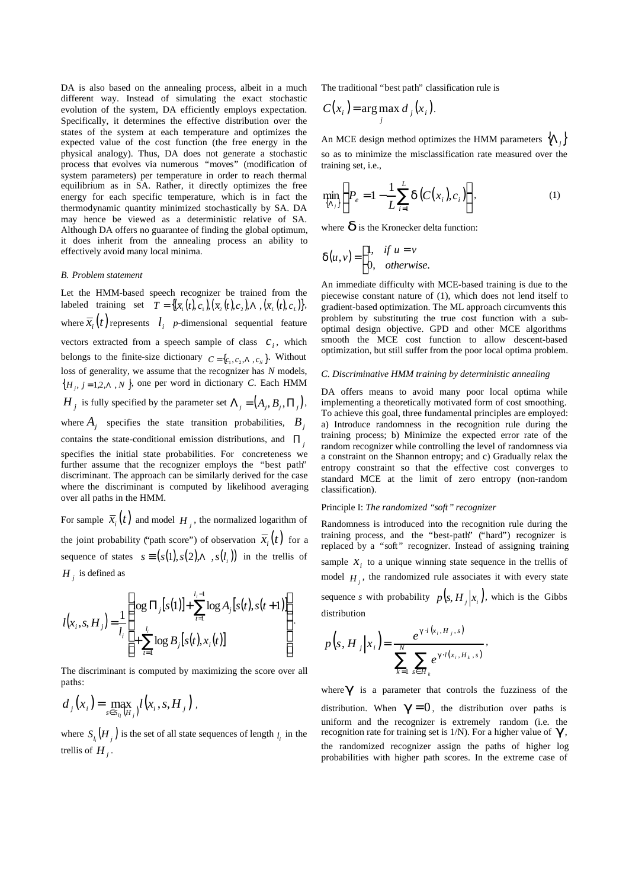DA is also based on the annealing process, albeit in a much different way. Instead of simulating the exact stochastic evolution of the system, DA efficiently employs expectation. Specifically, it determines the effective distribution over the states of the system at each temperature and optimizes the expected value of the cost function (the free energy in the physical analogy). Thus, DA does not generate a stochastic process that evolves via numerous "moves" (modification of system parameters) per temperature in order to reach thermal equilibrium as in SA. Rather, it directly optimizes the free energy for each specific temperature, which is in fact the thermodynamic quantity minimized stochastically by SA. DA may hence be viewed as a deterministic relative of SA. Although DA offers no guarantee of finding the global optimum, it does inherit from the annealing process an ability to effectively avoid many local minima.

### *B. Problem statement*

Let the HMM-based speech recognizer be trained from the labeled training set $T = \{(\bar{x}_1(t), c_1), (\bar{x}_2(t), c_2), \ldots, (\bar{x}_L(t), c_L)\}$, where $\bar{x}_i(t)$ represents $l_i$ *p*-dimensional sequential feature vectors extracted from a speech sample of class $c_i$, which belongs to the finite-size dictionary $C = \{c_1, c_2, \ldots, c_N\}$. Without loss of generality, we assume that the recognizer has *N* models, $\{H_j, j = 1, 2, \ldots, N\}$, one per word in dictionary *C*. Each HMM $H_j$ is fully specified by the parameter set $\Lambda_j = (A_j, B_j, \Pi_j)$, where $A_j$ specifies the state transition probabilities, $B_j$ contains the state-conditional emission distributions, and $\Pi_j$ specifies the initial state probabilities. For concreteness we further assume that the recognizer employs the "best path" discriminant. The approach can be similarly derived for the case where the discriminant is computed by likelihood averaging over all paths in the HMM.

For sample $\bar{x}_i(t)$ and model $H_j$, the normalized logarithm of the joint probability ("path score") of observation $\bar{x}_i(t)$ for a sequence of states $s \equiv (s(1), s(2), \ldots, s(l_i))$ in the trellis of $H_j$ is defined as

$$l(x_i, s, H_j) = \frac{1}{l_i}\left\{ \begin{array}{l} \log \Pi_j[s(1)] + \sum_{t=1}^{l_i - 1} \log A_j[s(t), s(t+1)] \\ + \sum_{t=1}^{l_i} \log B_j[s(t), x_i(t)] \end{array} \right\}.$$

The discriminant is computed by maximizing the score over all paths:

$$d_j(x_i) = \max_{s \in S_{l_i}(H_j)} l(x_i, s, H_j),$$

where $S_{l_i}(H_j)$ is the set of all state sequences of length $l_i$ in the trellis of $H_j$.

The traditional "best path" classification rule is

$$C(x_i) = \arg\max_j d_j(x_i).$$

An MCE design method optimizes the HMM parameters $\{\Lambda_j\}$ so as to minimize the misclassification rate measured over the training set, i.e.,

$$\min_{\{\Lambda_j\}} \left\{ P_e = 1 - \frac{1}{L} \sum_{i=1}^{L} \delta(C(x_i), c_i) \right\}, \tag{1}$$

where $\delta$ is the Kronecker delta function:

$$\delta(u, v) = \begin{cases} 1, & \text{if } u = v \\ 0, & \text{otherwise.} \end{cases}$$

An immediate difficulty with MCE-based training is due to the piecewise constant nature of (1), which does not lend itself to gradient-based optimization. The ML approach circumvents this problem by substituting the true cost function with a sub-optimal design objective. GPD and other MCE algorithms smooth the MCE cost function to allow descent-based optimization, but still suffer from the poor local optima problem.

### *C. Discriminative HMM training by deterministic annealing*

DA offers means to avoid many poor local optima while implementing a theoretically motivated form of cost smoothing. To achieve this goal, three fundamental principles are employed: a) Introduce randomness in the recognition rule during the training process; b) Minimize the expected error rate of the random recognizer while controlling the level of randomness via a constraint on the Shannon entropy; and c) Gradually relax the entropy constraint so that the effective cost converges to standard MCE at the limit of zero entropy (non-random classification).

Principle I: *The randomized "soft" recognizer*

Randomness is introduced into the recognition rule during the training process, and the "best-path" ("hard") recognizer is replaced by a "soft" recognizer. Instead of assigning training sample $x_i$ to a unique winning state sequence in the trellis of model $H_j$, the randomized rule associates it with every state sequence *s* with probability $p(s, H_j | x_i)$, which is the Gibbs distribution

$$p(s, H_j | x_i) = \frac{e^{\gamma \cdot l(x_i, H_j, s)}}{\sum_{k=1}^{N} \sum_{s \in H_k} e^{\gamma \cdot l(x_i, H_k, s)}},$$

where $\gamma$ is a parameter that controls the fuzziness of the distribution. When $\gamma = 0$, the distribution over paths is uniform and the recognizer is extremely random (i.e. the recognition rate for training set is 1/N). For a higher value of $\gamma$, the randomized recognizer assign the paths of higher log probabilities with higher path scores. In the extreme case of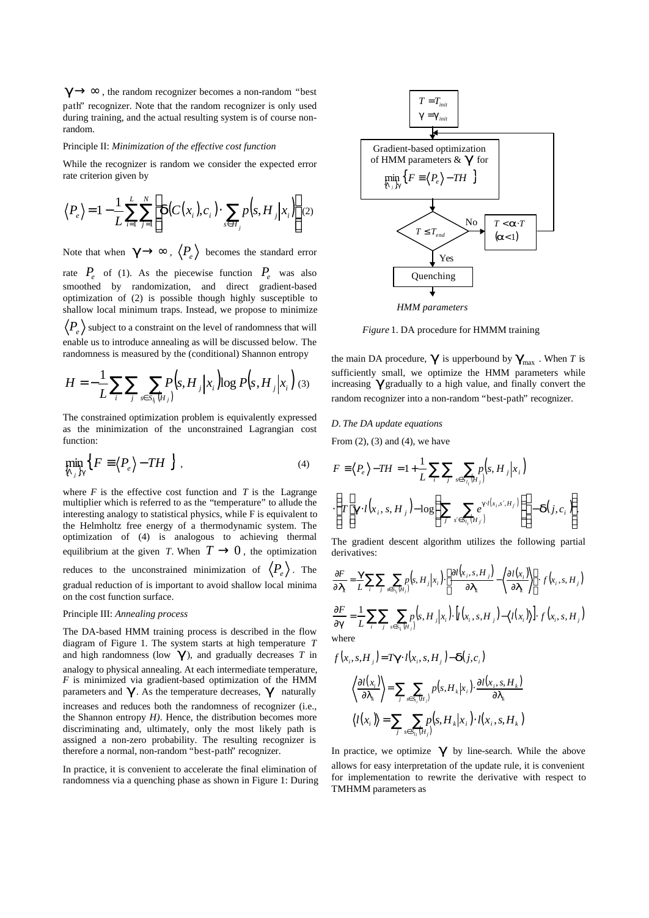$\gamma \to \infty$, the random recognizer becomes a non-random "best path" recognizer. Note that the random recognizer is only used during training, and the actual resulting system is of course non-random.

Principle II: *Minimization of the effective cost function*

While the recognizer is random we consider the expected error rate criterion given by

$$\langle P_e \rangle = 1 - \frac{1}{L}\sum_{i=1}^{L}\sum_{j=1}^{N}\left[\delta\left(C(x_i), c_i\right)\cdot \sum_{s\in H_j} p\left(s, H_j \middle| x_i\right)\right] \quad (2)$$

Note that when $\gamma \to \infty$, $\langle P_e \rangle$ becomes the standard error rate $P_e$ of (1). As the piecewise function $P_e$ was also smoothed by randomization, and direct gradient-based optimization of (2) is possible though highly susceptible to shallow local minimum traps. Instead, we propose to minimize $\langle P_e \rangle$ subject to a constraint on the level of randomness that will enable us to introduce annealing as will be discussed below. The randomness is measured by the (conditional) Shannon entropy

$$H = -\frac{1}{L}\sum_i \sum_j \sum_{s\in S_{l_i}(H_j)} P\left(s, H_j \middle| x_i\right)\log P\left(s, H_j \middle| x_i\right) \quad (3)$$

The constrained optimization problem is equivalently expressed as the minimization of the unconstrained Lagrangian cost function:

$$\min_{\{\lambda_j\}\gamma}\left\{F \equiv \langle P_e \rangle - TH\right\}, \quad (4)$$

where $F$ is the effective cost function and $T$ is the Lagrange multiplier which is referred to as the "temperature" to allude the interesting analogy to statistical physics, while F is equivalent to the Helmholtz free energy of a thermodynamic system. The optimization of (4) is analogous to achieving thermal equilibrium at the given $T$. When $T \to 0$, the optimization reduces to the unconstrained minimization of $\langle P_e \rangle$. The gradual reduction of is important to avoid shallow local minima on the cost function surface.

Principle III: *Annealing process*

The DA-based HMM training process is described in the flow diagram of Figure 1. The system starts at high temperature $T$ and high randomness (low $\gamma$), and gradually decreases $T$ in analogy to physical annealing. At each intermediate temperature, $F$ is minimized via gradient-based optimization of the HMM parameters and $\gamma$. As the temperature decreases, $\gamma$ naturally increases and reduces both the randomness of recognizer (i.e., the Shannon entropy $H$). Hence, the distribution becomes more discriminating and, ultimately, only the most likely path is assigned a non-zero probability. The resulting recognizer is therefore a normal, non-random "best-path" recognizer.

In practice, it is convenient to accelerate the final elimination of randomness via a quenching phase as shown in Figure 1: During the main DA procedure, $\gamma$ is upperbound by $\gamma_{\max}$. When $T$ is sufficiently small, we optimize the HMM parameters while increasing $\gamma$ gradually to a high value, and finally convert the random recognizer into a non-random "best-path" recognizer.

$T = T_{init}$, $\gamma = \gamma_{init}$ → Gradient-based optimization of HMM parameters & $\gamma$ for $\min_{\{\lambda_j\}\gamma}\{F \equiv \langle P_e \rangle - TH\}$ → $T \le T_{end}$? No: $T < \alpha \cdot T$ $(\alpha < 1)$, repeat; Yes: Quenching → *HMM parameters*

*Figure* 1. DA procedure for HMMM training

*D. The DA update equations*

From (2), (3) and (4), we have

$$F \equiv \langle P_e \rangle - TH = 1 + \frac{1}{L}\sum_i \sum_j \sum_{s\in S_{l_i}(H_j)} p\left(s, H_j \middle| x_i\right)$$

$$\cdot\left[T\left(\gamma\cdot l\left(x_i, s, H_j\right) - \log\left(\sum_{j'}\sum_{s'\in S_{l_i}(H_{j'})} e^{\gamma\cdot l\left(x_i, s', H_{j'}\right)}\right)\right) - \delta\left(j, c_i\right)\right].$$

The gradient descent algorithm utilizes the following partial derivatives:

$$\frac{\partial F}{\partial \lambda_k} = \frac{\gamma}{L}\sum_i \sum_j \sum_{s\in S_{l_i}(H_j)} p\left(s, H_j \middle| x_i\right)\cdot\left[\frac{\partial l\left(x_i, s, H_j\right)}{\partial \lambda_k} - \left\langle\frac{\partial l\left(x_i\right)}{\partial \lambda_k}\right\rangle\right]\cdot f\left(x_i, s, H_j\right)$$

$$\frac{\partial F}{\partial \gamma} = \frac{1}{L}\sum_i \sum_j \sum_{s\in S_{l_i}(H_j)} p\left(s, H_j \middle| x_i\right)\cdot\left[l\left(x_i, s, H_j\right) - \left\langle l\left(x_i\right)\right\rangle\right]\cdot f\left(x_i, s, H_j\right)$$

where

$$f\left(x_i, s, H_j\right) = T\gamma\cdot l\left(x_i, s, H_j\right) - \delta\left(j, c_i\right)$$

$$\left\langle\frac{\partial l\left(x_i\right)}{\partial \lambda_k}\right\rangle = \sum_j \sum_{s\in S_{l_i}(H_j)} p\left(s, H_k \middle| x_i\right)\cdot\frac{\partial l\left(x_i, s, H_k\right)}{\partial \lambda_k}$$

$$\left\langle l\left(x_i\right)\right\rangle = \sum_j \sum_{s\in S_{l_i}(H_j)} p\left(s, H_k \middle| x_i\right)\cdot l\left(x_i, s, H_k\right)$$

In practice, we optimize $\gamma$ by line-search. While the above allows for easy interpretation of the update rule, it is convenient for implementation to rewrite the derivative with respect to TMHMM parameters as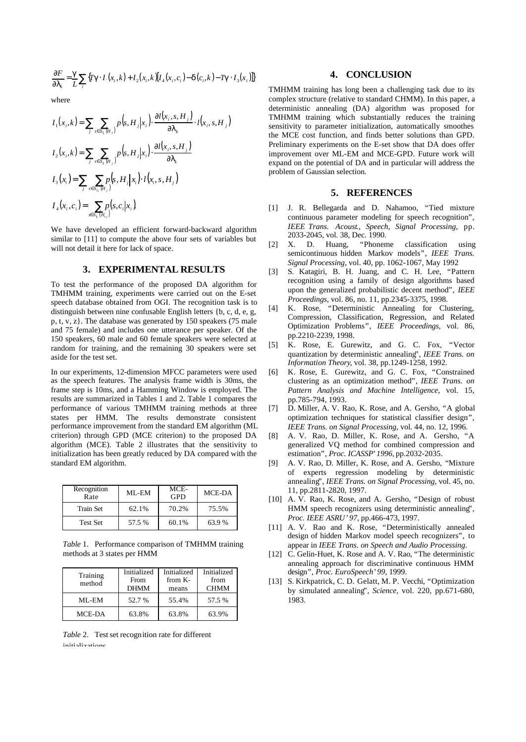$$\frac{\partial F}{\partial \lambda_k} = \frac{\gamma}{L}\sum_i \{[T\gamma \cdot I_1(x_i,k) + I_2(x_i,k)][I_4(x_i,c_i) - \delta(c_i,k) - T\gamma \cdot I_3(x_i)]\}$$

where

$$I_1(x_i,k) = \sum_j \sum_{s \in S_{x_i}(H_j)} p(s,H_j|x_i) \cdot \frac{\partial l(x_i,s,H_j)}{\partial \lambda_k} \cdot l(x_i,s,H_j)$$

$$I_2(x_i,k) = \sum_j \sum_{s \in S_{x_i}(H_j)} p(s,H_j|x_i) \cdot \frac{\partial l(x_i,s,H_j)}{\partial \lambda_k}$$

$$I_3(x_i) = \sum_j \sum_{s \in S_{x_i}(H_j)} p(s,H_j|x_i) \cdot l(x_i,s,H_j)$$

$$I_4(x_i,c_i) = \sum_{s \in S_{x_i}(H_{c_i})} p(s,c_i|x_i).$$

We have developed an efficient forward-backward algorithm similar to [11] to compute the above four sets of variables but will not detail it here for lack of space.

## 3. EXPERIMENTAL RESULTS

To test the performance of the proposed DA algorithm for TMHMM training, experiments were carried out on the E-set speech database obtained from OGI. The recognition task is to distinguish between nine confusable English letters {b, c, d, e, g, p, t, v, z}. The database was generated by 150 speakers (75 male and 75 female) and includes one utterance per speaker. Of the 150 speakers, 60 male and 60 female speakers were selected at random for training, and the remaining 30 speakers were set aside for the test set.

In our experiments, 12-dimension MFCC parameters were used as the speech features. The analysis frame width is 30ms, the frame step is 10ms, and a Hamming Window is employed. The results are summarized in Tables 1 and 2. Table 1 compares the performance of various TMHMM training methods at three states per HMM. The results demonstrate consistent performance improvement from the standard EM algorithm (ML criterion) through GPD (MCE criterion) to the proposed DA algorithm (MCE). Table 2 illustrates that the sensitivity to initialization has been greatly reduced by DA compared with the standard EM algorithm.

| Recognition Rate | ML-EM | MCE-GPD | MCE-DA |
|---|---|---|---|
| Train Set | 62.1% | 70.2% | 75.5% |
| Test Set | 57.5 % | 60.1% | 63.9 % |

*Table* 1. Performance comparison of TMHMM training methods at 3 states per HMM

| Training method | Initialized From DHMM | Initialized from K-means | Initialized from CHMM |
|---|---|---|---|
| ML-EM | 52.7 % | 55.4% | 57.5 % |
| MCE-DA | 63.8% | 63.8% | 63.9% |

*Table* 2. Test set recognition rate for different initializations

## 4. CONCLUSION

TMHMM training has long been a challenging task due to its complex structure (relative to standard CHMM). In this paper, a deterministic annealing (DA) algorithm was proposed for TMHMM training which substantially reduces the training sensitivity to parameter initialization, automatically smoothes the MCE cost function, and finds better solutions than GPD. Preliminary experiments on the E-set show that DA does offer improvement over ML-EM and MCE-GPD. Future work will expand on the potential of DA and in particular will address the problem of Gaussian selection.

## 5. REFERENCES

[1] J. R. Bellegarda and D. Nahamoo, "Tied mixture continuous parameter modeling for speech recognition", *IEEE Trans. Acoust., Speech, Signal Processing*, pp. 2033-2045, vol. 38, Dec. 1990.

[2] X. D. Huang, "Phoneme classification using semicontinuous hidden Markov models", *IEEE Trans. Signal Processing*, vol. 40, pp. 1062-1067, May 1992

[3] S. Katagiri, B. H. Juang, and C. H. Lee, "Pattern recognition using a family of design algorithms based upon the generalized probabilistic decent method", *IEEE Proceedings*, vol. 86, no. 11, pp.2345-3375, 1998.

[4] K. Rose, "Deterministic Annealing for Clustering, Compression, Classification, Regression, and Related Optimization Problems", *IEEE Proceedings*, vol. 86, pp.2210-2239, 1998.

[5] K. Rose, E. Gurewitz, and G. C. Fox, "Vector quantization by deterministic annealing", *IEEE Trans. on Information Theory*, vol. 38, pp.1249-1258, 1992.

[6] K. Rose, E. Gurewitz, and G. C. Fox, "Constrained clustering as an optimization method", *IEEE Trans. on Pattern Analysis and Machine Intelligence*, vol. 15, pp.785-794, 1993.

[7] D. Miller, A. V. Rao, K. Rose, and A. Gersho, "A global optimization techniques for statistical classifier design", *IEEE Trans. on Signal Processing*, vol. 44, no. 12, 1996.

[8] A. V. Rao, D. Miller, K. Rose, and A. Gersho, "A generalized VQ method for combined compression and estimation", *Proc. ICASSP' 1996*, pp.2032-2035.

[9] A. V. Rao, D. Miller, K. Rose, and A. Gersho, "Mixture of experts regression modeling by deterministic annealing", *IEEE Trans. on Signal Processing*, vol. 45, no. 11, pp.2811-2820, 1997.

[10] A. V. Rao, K. Rose, and A. Gersho, "Design of robust HMM speech recognizers using deterministic annealing", *Proc. IEEE ASRU' 97*, pp.466-473, 1997.

[11] A. V. Rao and K. Rose, "Deterministically annealed design of hidden Markov model speech recognizers", to appear in *IEEE Trans. on Speech and Audio Processing*.

[12] C. Gelin-Huet, K. Rose and A. V. Rao, "The deterministic annealing approach for discriminative continuous HMM design", *Proc. EuroSpeech' 99*, 1999.

[13] S. Kirkpatrick, C. D. Gelatt, M. P. Vecchi, "Optimization by simulated annealing", *Science*, vol. 220, pp.671-680, 1983.